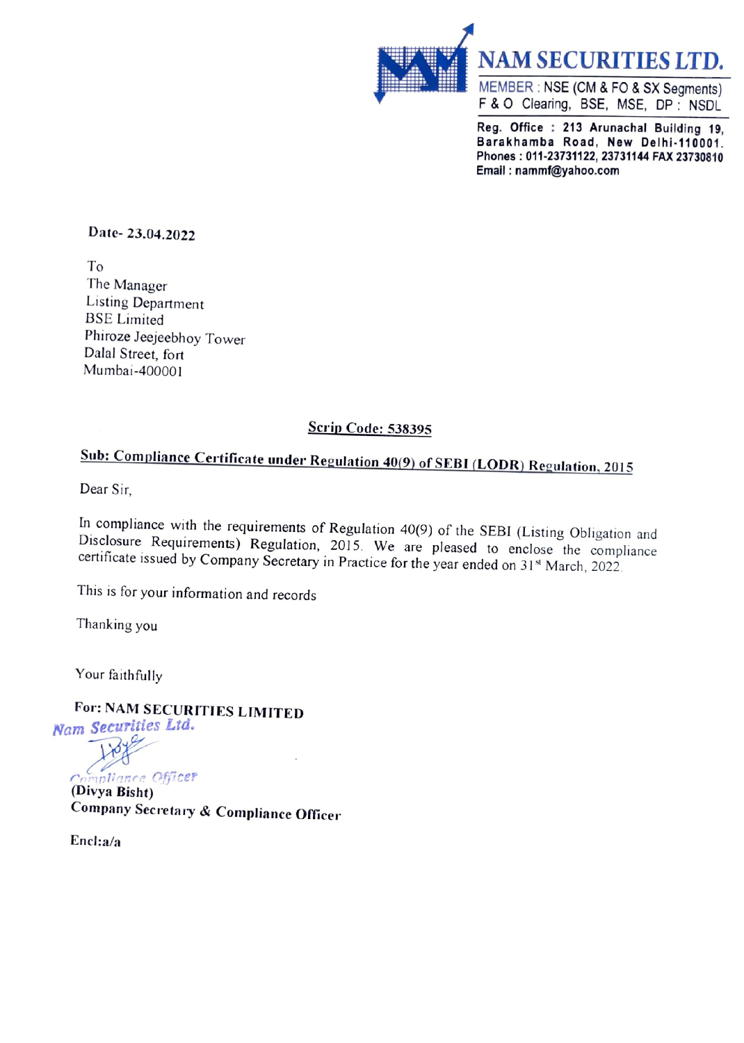# NAM SECURITIES LTD.

MEMBER : NSE (CM & FO & SX Segments)
F & O Clearing, BSE, MSE, DP : NSDL

Reg. Office : 213 Arunachal Building 19, Barakhamba Road, New Delhi-110001.
Phones : 011-23731122, 23731144 FAX 23730810
Email : nammf@yahoo.com

Date- 23.04.2022

To
The Manager
Listing Department
BSE Limited
Phiroze Jeejeebhoy Tower
Dalal Street, fort
Mumbai-400001

**Scrip Code: 538395**

**Sub: Compliance Certificate under Regulation 40(9) of SEBI (LODR) Regulation, 2015**

Dear Sir,

In compliance with the requirements of Regulation 40(9) of the SEBI (Listing Obligation and Disclosure Requirements) Regulation, 2015. We are pleased to enclose the compliance certificate issued by Company Secretary in Practice for the year ended on 31st March, 2022.

This is for your information and records

Thanking you

Your faithfully

**For: NAM SECURITIES LIMITED**

Nam Securities Ltd.

Compliance Officer

**(Divya Bisht)**

**Company Secretary & Compliance Officer**

Encl:a/a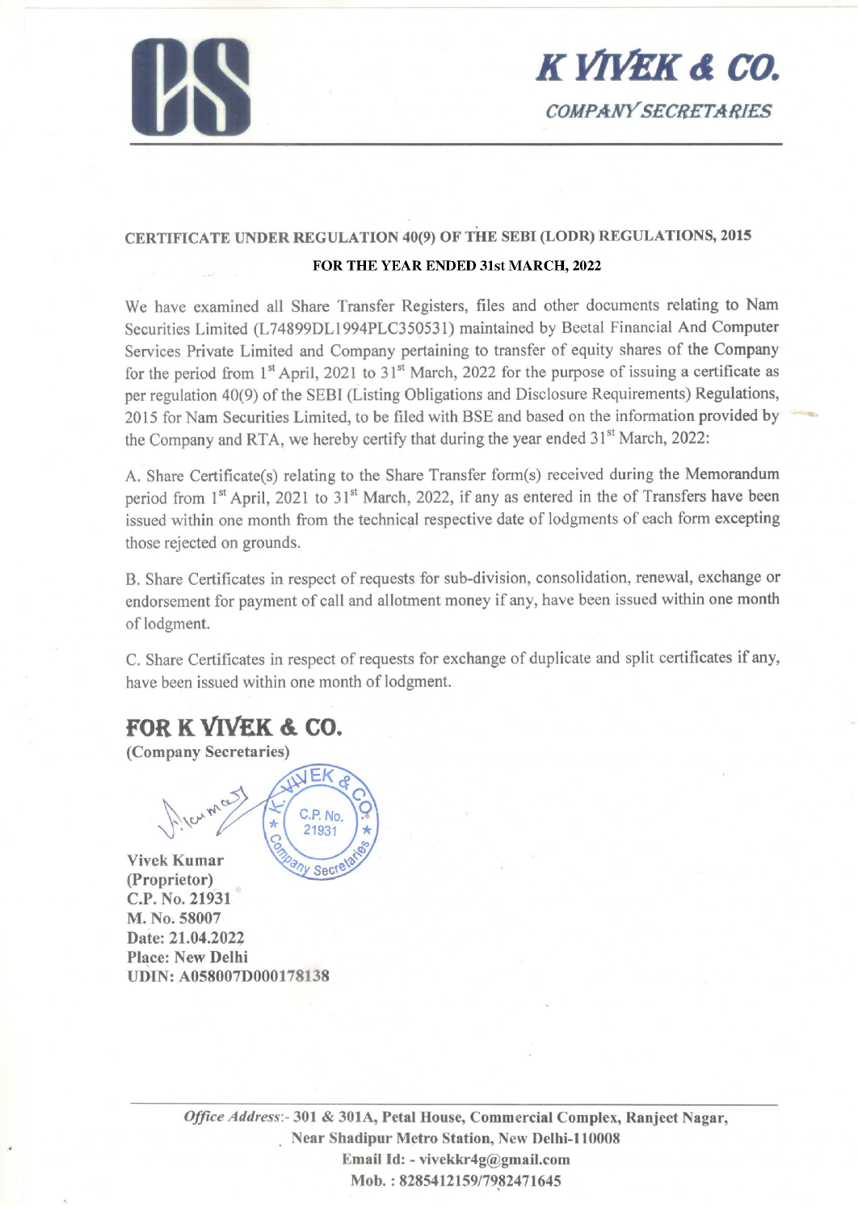**K VIVEK & CO.**

*COMPANY SECRETARIES*

## CERTIFICATE UNDER REGULATION 40(9) OF THE SEBI (LODR) REGULATIONS, 2015

### FOR THE YEAR ENDED 31st MARCH, 2022

We have examined all Share Transfer Registers, files and other documents relating to Nam Securities Limited (L74899DL1994PLC350531) maintained by Beetal Financial And Computer Services Private Limited and Company pertaining to transfer of equity shares of the Company for the period from 1st April, 2021 to 31st March, 2022 for the purpose of issuing a certificate as per regulation 40(9) of the SEBI (Listing Obligations and Disclosure Requirements) Regulations, 2015 for Nam Securities Limited, to be filed with BSE and based on the information provided by the Company and RTA, we hereby certify that during the year ended 31st March, 2022:

A. Share Certificate(s) relating to the Share Transfer form(s) received during the Memorandum period from 1st April, 2021 to 31st March, 2022, if any as entered in the of Transfers have been issued within one month from the technical respective date of lodgments of each form excepting those rejected on grounds.

B. Share Certificates in respect of requests for sub-division, consolidation, renewal, exchange or endorsement for payment of call and allotment money if any, have been issued within one month of lodgment.

C. Share Certificates in respect of requests for exchange of duplicate and split certificates if any, have been issued within one month of lodgment.

**FOR K VIVEK & CO.**

**(Company Secretaries)**

K. VIVEK & CO. C.P. No. 21931 Company Secretaries

**Vivek Kumar**
**(Proprietor)**
**C.P. No. 21931**
**M. No. 58007**
**Date: 21.04.2022**
**Place: New Delhi**
**UDIN: A058007D000178138**

*Office Address*:- **301 & 301A, Petal House, Commercial Complex, Ranjeet Nagar, Near Shadipur Metro Station, New Delhi-110008**
**Email Id: - vivekkr4g@gmail.com**
**Mob. : 8285412159/7982471645**